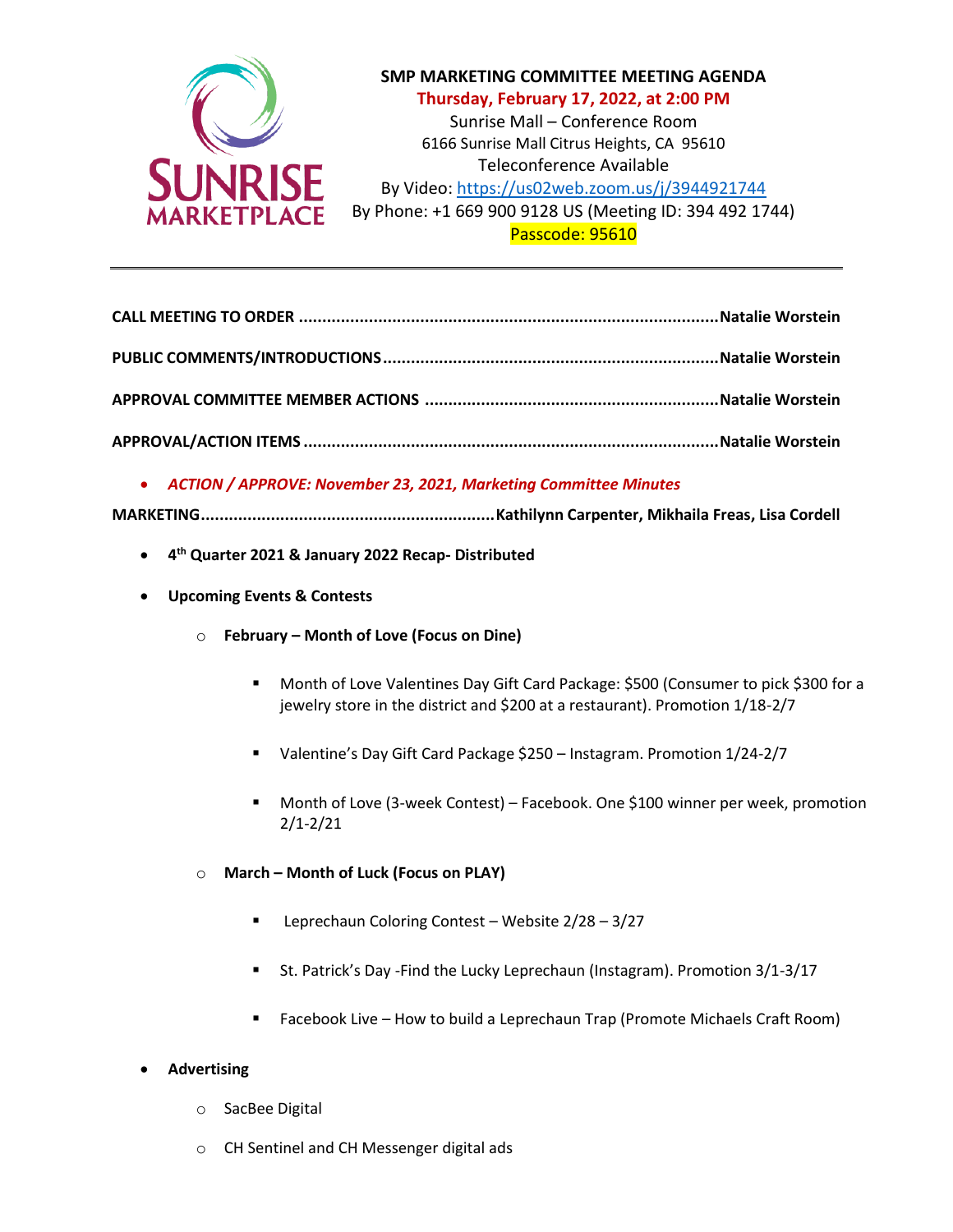# SMP MARKETING COMMITTEE MEETING AGENDA

**Thursday, February 17, 2022, at 2:00 PM**

Sunrise Mall – Conference Room
6166 Sunrise Mall Citrus Heights, CA 95610
Teleconference Available
By Video: https://us02web.zoom.us/j/3944921744
By Phone: +1 669 900 9128 US (Meeting ID: 394 492 1744)
Passcode: 95610

---

**CALL MEETING TO ORDER ..................................................................................... Natalie Worstein**

**PUBLIC COMMENTS/INTRODUCTIONS ................................................................... Natalie Worstein**

**APPROVAL COMMITTEE MEMBER ACTIONS ........................................................... Natalie Worstein**

**APPROVAL/ACTION ITEMS ..................................................................................... Natalie Worstein**

- *ACTION / APPROVE: November 23, 2021, Marketing Committee Minutes*

**MARKETING............................................................ Kathilynn Carpenter, Mikhaila Freas, Lisa Cordell**

- **4th Quarter 2021 & January 2022 Recap- Distributed**
- **Upcoming Events & Contests**
  - **February – Month of Love (Focus on Dine)**
    - Month of Love Valentines Day Gift Card Package: $500 (Consumer to pick $300 for a jewelry store in the district and $200 at a restaurant). Promotion 1/18-2/7
    - Valentine's Day Gift Card Package $250 – Instagram. Promotion 1/24-2/7
    - Month of Love (3-week Contest) – Facebook. One $100 winner per week, promotion 2/1-2/21
  - **March – Month of Luck (Focus on PLAY)**
    - Leprechaun Coloring Contest – Website 2/28 – 3/27
    - St. Patrick's Day -Find the Lucky Leprechaun (Instagram). Promotion 3/1-3/17
    - Facebook Live – How to build a Leprechaun Trap (Promote Michaels Craft Room)
- **Advertising**
  - SacBee Digital
  - CH Sentinel and CH Messenger digital ads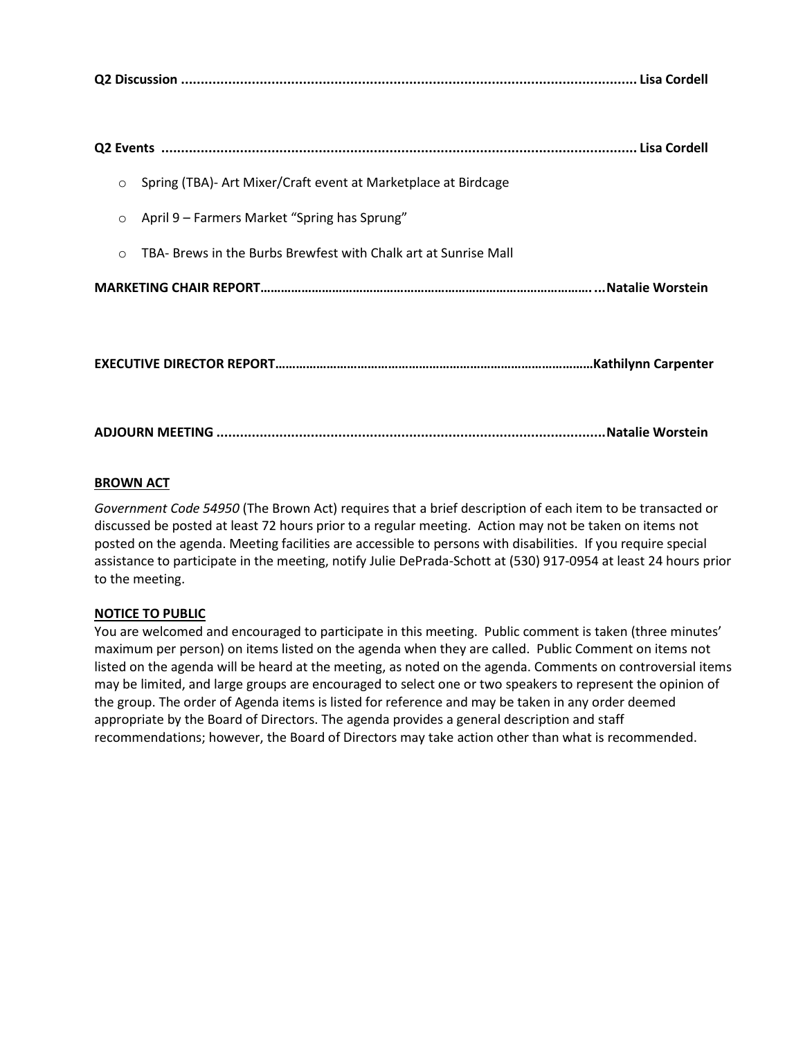**Q2 Discussion ....................................................................................................................... Lisa Cordell**

**Q2 Events ........................................................................................................................ Lisa Cordell**

- Spring (TBA)- Art Mixer/Craft event at Marketplace at Birdcage
- April 9 – Farmers Market "Spring has Sprung"
- TBA- Brews in the Burbs Brewfest with Chalk art at Sunrise Mall

**MARKETING CHAIR REPORT……………………………………………………………………………………....Natalie Worstein**

**EXECUTIVE DIRECTOR REPORT………………………………………………………………………………Kathilynn Carpenter**

**ADJOURN MEETING ..................................................................................................Natalie Worstein**

**BROWN ACT**

*Government Code 54950* (The Brown Act) requires that a brief description of each item to be transacted or discussed be posted at least 72 hours prior to a regular meeting. Action may not be taken on items not posted on the agenda. Meeting facilities are accessible to persons with disabilities. If you require special assistance to participate in the meeting, notify Julie DePrada-Schott at (530) 917-0954 at least 24 hours prior to the meeting.

**NOTICE TO PUBLIC**

You are welcomed and encouraged to participate in this meeting. Public comment is taken (three minutes' maximum per person) on items listed on the agenda when they are called. Public Comment on items not listed on the agenda will be heard at the meeting, as noted on the agenda. Comments on controversial items may be limited, and large groups are encouraged to select one or two speakers to represent the opinion of the group. The order of Agenda items is listed for reference and may be taken in any order deemed appropriate by the Board of Directors. The agenda provides a general description and staff recommendations; however, the Board of Directors may take action other than what is recommended.